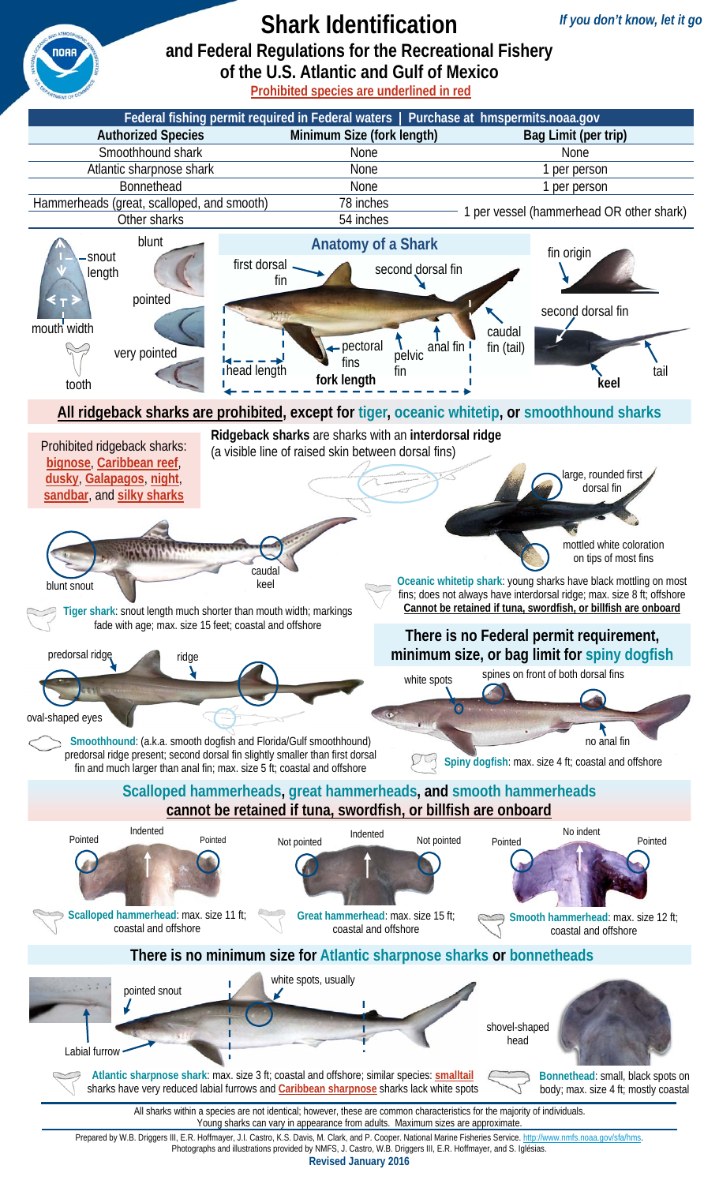# Shark Identification

## and Federal Regulations for the Recreational Fishery of the U.S. Atlantic and Gulf of Mexico

*If you don't know, let it go*

Prohibited species are underlined in red

**Federal fishing permit required in Federal waters | Purchase at hmspermits.noaa.gov**

| Authorized Species | Minimum Size (fork length) | Bag Limit (per trip) |
|---|---|---|
| Smoothhound shark | None | None |
| Atlantic sharpnose shark | None | 1 per person |
| Bonnethead | None | 1 per person |
| Hammerheads (great, scalloped, and smooth) | 78 inches | 1 per vessel (hammerhead OR other shark) |
| Other sharks | 54 inches | |

### Anatomy of a Shark

snout length, mouth width, tooth, blunt, pointed, very pointed, first dorsal fin, second dorsal fin, pectoral fins, pelvic fin, anal fin, caudal fin (tail), head length, fork length, fin origin, keel, tail

## All ridgeback sharks are prohibited, except for tiger, oceanic whitetip, or smoothhound sharks

Prohibited ridgeback sharks: bignose, Caribbean reef, dusky, Galapagos, night, sandbar, and silky sharks

**Ridgeback sharks** are sharks with an **interdorsal ridge** (a visible line of raised skin between dorsal fins)

blunt snout, caudal keel

**Tiger shark**: snout length much shorter than mouth width; markings fade with age; max. size 15 feet; coastal and offshore

large, rounded first dorsal fin; mottled white coloration on tips of most fins

**Oceanic whitetip shark**: young sharks have black mottling on most fins; does not always have interdorsal ridge; max. size 8 ft; offshore
Cannot be retained if tuna, swordfish, or billfish are onboard

predorsal ridge, ridge, oval-shaped eyes

**Smoothhound**: (a.k.a. smooth dogfish and Florida/Gulf smoothhound) predorsal ridge present; second dorsal fin slightly smaller than first dorsal fin and much larger than anal fin; max. size 5 ft; coastal and offshore

### There is no Federal permit requirement, minimum size, or bag limit for spiny dogfish

white spots, spines on front of both dorsal fins, no anal fin

**Spiny dogfish**: max. size 4 ft; coastal and offshore

## Scalloped hammerheads, great hammerheads, and smooth hammerheads cannot be retained if tuna, swordfish, or billfish are onboard

Pointed, Indented, Pointed

**Scalloped hammerhead**: max. size 11 ft; coastal and offshore

Not pointed, Indented, Not pointed

**Great hammerhead**: max. size 15 ft; coastal and offshore

Pointed, No indent, Pointed

**Smooth hammerhead**: max. size 12 ft; coastal and offshore

## There is no minimum size for Atlantic sharpnose sharks or bonnetheads

pointed snout, Labial furrow, white spots, usually

**Atlantic sharpnose shark**: max. size 3 ft; coastal and offshore; similar species: smalltail sharks have very reduced labial furrows and Caribbean sharpnose sharks lack white spots

shovel-shaped head

**Bonnethead**: small, black spots on body; max. size 4 ft; mostly coastal

All sharks within a species are not identical; however, these are common characteristics for the majority of individuals. Young sharks can vary in appearance from adults. Maximum sizes are approximate.

Prepared by W.B. Driggers III, E.R. Hoffmayer, J.I. Castro, K.S. Davis, M. Clark, and P. Cooper. National Marine Fisheries Service. http://www.nmfs.noaa.gov/sfa/hms.
Photographs and illustrations provided by NMFS, J. Castro, W.B. Driggers III, E.R. Hoffmayer, and S. Iglésias.

**Revised January 2016**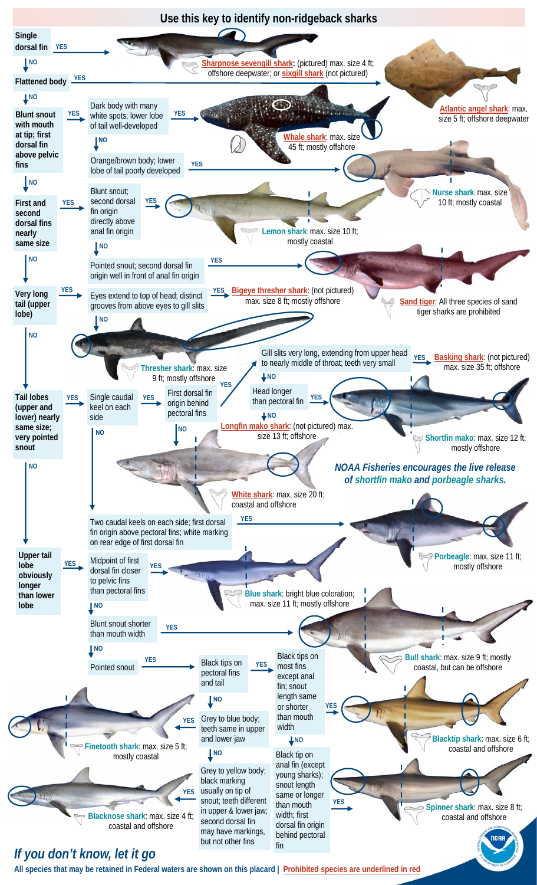# Use this key to identify non-ridgeback sharks

**Single dorsal fin** YES → **Sharpnose sevengill shark:** (pictured) max. size 4 ft; offshore deepwater; or **sixgill shark** (not pictured)

NO ↓

**Flattened body** YES → **Atlantic angel shark**: max. size 5 ft; offshore deepwater

NO ↓

**Blunt snout with mouth at tip; first dorsal fin above pelvic fins** YES → Dark body with many white spots; lower lobe of tail well-developed YES → **Whale shark**: max. size 45 ft; mostly offshore

NO ↓ Orange/brown body; lower lobe of tail poorly developed YES → **Nurse shark**: max. size 10 ft; mostly coastal

NO ↓

**First and second dorsal fins nearly same size** YES → Blunt snout; second dorsal fin origin directly above anal fin origin YES → **Lemon shark**: max. size 10 ft; mostly coastal

NO ↓ Pointed snout; second dorsal fin origin well in front of anal fin origin YES → **Sand tiger**: All three species of sand tiger sharks are prohibited

NO ↓

**Very long tail (upper lobe)** YES → Eyes extend to top of head; distinct grooves from above eyes to gill slits YES → **Bigeye thresher shark**: (not pictured) max. size 8 ft; mostly offshore

NO ↓ **Thresher shark**: max. size 9 ft; mostly offshore

NO ↓

**Tail lobes (upper and lower) nearly same size; very pointed snout** YES → Single caudal keel on each side YES → First dorsal fin origin behind pectoral fins YES → Gill slits very long, extending from upper head to nearly middle of throat; teeth very small YES → **Basking shark**: (not pictured) max. size 35 ft; offshore

NO ↓ Head longer than pectoral fin YES → **Shortfin mako**: max. size 12 ft; mostly offshore

NO ↓ **Longfin mako shark**: (not pictured) max. size 13 ft; offshore

First dorsal fin origin behind pectoral fins NO ↓ **White shark**: max. size 20 ft; coastal and offshore

Single caudal keel on each side NO ↓ Two caudal keels on each side; first dorsal fin origin above pectoral fins; white marking on rear edge of first dorsal fin YES → **Porbeagle**: max. size 11 ft; mostly offshore

*NOAA Fisheries encourages the live release of shortfin mako and porbeagle sharks.*

NO ↓

**Upper tail lobe obviously longer than lower lobe** YES → Midpoint of first dorsal fin closer to pelvic fins than pectoral fins YES → **Blue shark**: bright blue coloration; max. size 11 ft; mostly offshore

NO ↓ Blunt snout shorter than mouth width YES → **Bull shark**: max. size 9 ft; mostly coastal, but can be offshore

NO ↓ Pointed snout YES → Black tips on pectoral fins and tail YES → Black tips on most fins except anal fin; snout length same or shorter than mouth width YES → **Blacktip shark**: max. size 6 ft; coastal and offshore

NO ↓ Black tip on anal fin (except young sharks); snout length same or longer than mouth width; first dorsal fin origin behind pectoral fin YES → **Spinner shark**: max. size 8 ft; coastal and offshore

Black tips on pectoral fins and tail NO ↓ Grey to blue body; teeth same in upper and lower jaw YES → **Finetooth shark**: max. size 5 ft; mostly coastal

NO ↓ Grey to yellow body; black marking usually on tip of snout; teeth different in upper & lower jaw; second dorsal fin may have markings, but not other fins YES → **Blacknose shark**: max. size 4 ft; coastal and offshore

## *If you don't know, let it go*

**All species that may be retained in Federal waters are shown on this placard | Prohibited species are underlined in red**